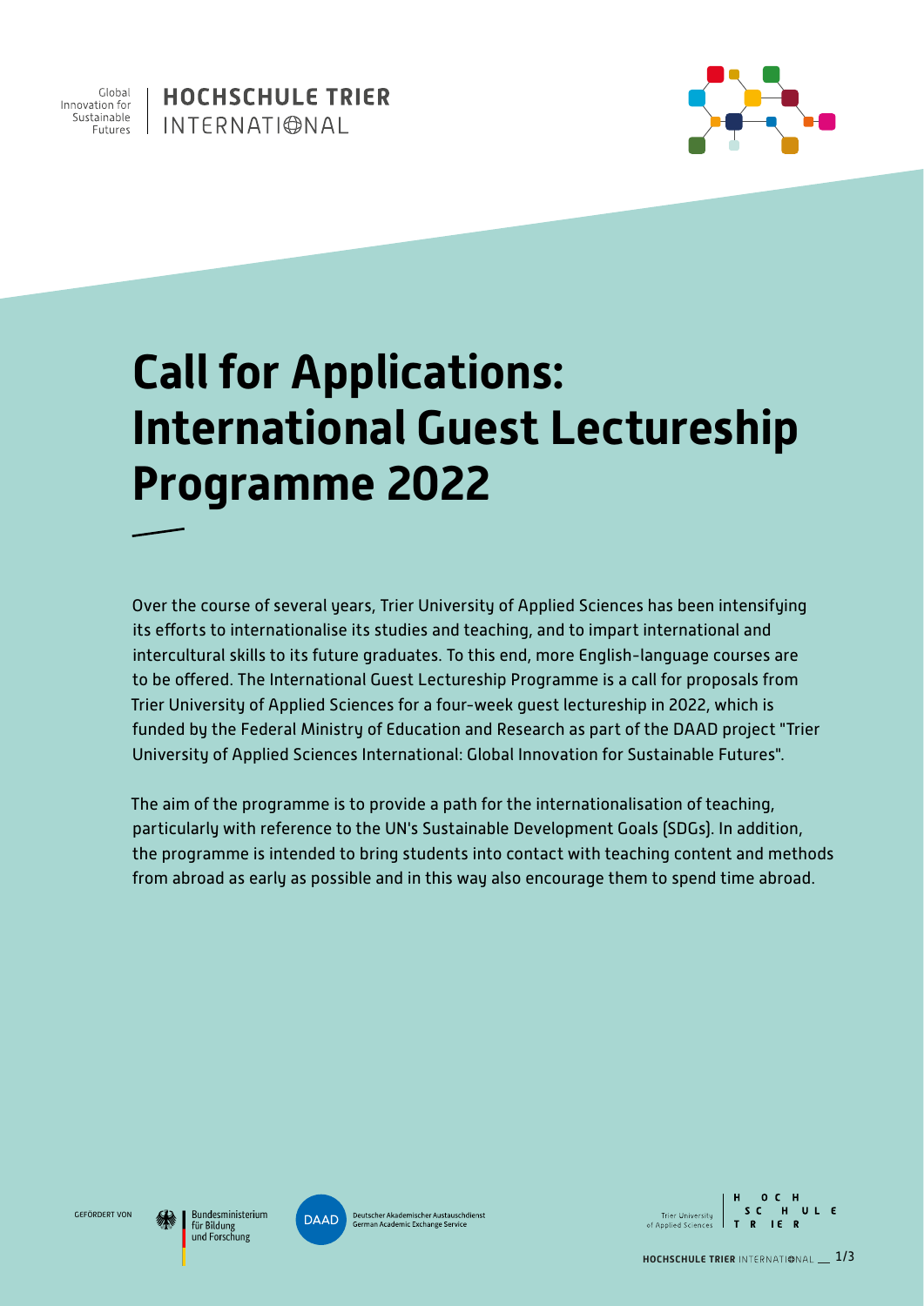Global Innovation for Sustainable Futures

HOCHSCHULE TRIER INTERNATIONAL

# Call for Applications: International Guest Lectureship Programme 2022

Over the course of several years, Trier University of Applied Sciences has been intensifying its efforts to internationalise its studies and teaching, and to impart international and intercultural skills to its future graduates. To this end, more English-language courses are to be offered. The International Guest Lectureship Programme is a call for proposals from Trier University of Applied Sciences for a four-week guest lectureship in 2022, which is funded by the Federal Ministry of Education and Research as part of the DAAD project "Trier University of Applied Sciences International: Global Innovation for Sustainable Futures".

The aim of the programme is to provide a path for the internationalisation of teaching, particularly with reference to the UN's Sustainable Development Goals (SDGs). In addition, the programme is intended to bring students into contact with teaching content and methods from abroad as early as possible and in this way also encourage them to spend time abroad.

GEFÖRDERT VON

Bundesministerium für Bildung und Forschung

DAAD Deutscher Akademischer Austauschdienst German Academic Exchange Service

Trier University of Applied Sciences

HOCHSCHULE TRIER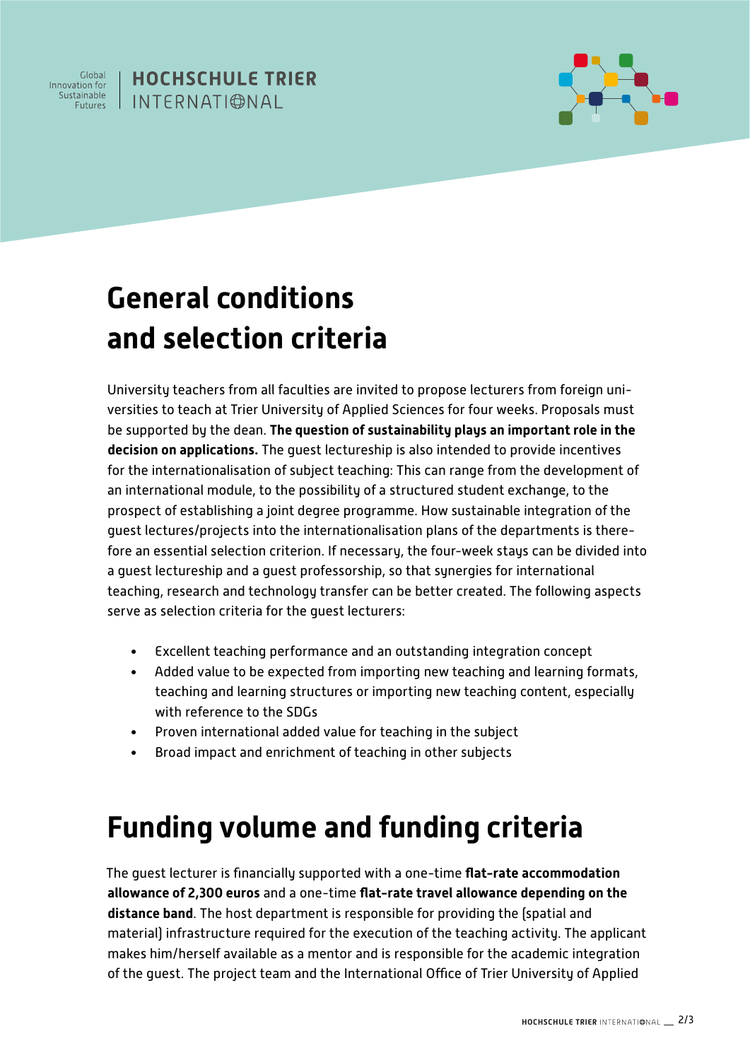# General conditions and selection criteria

University teachers from all faculties are invited to propose lecturers from foreign universities to teach at Trier University of Applied Sciences for four weeks. Proposals must be supported by the dean. **The question of sustainability plays an important role in the decision on applications.** The guest lectureship is also intended to provide incentives for the internationalisation of subject teaching: This can range from the development of an international module, to the possibility of a structured student exchange, to the prospect of establishing a joint degree programme. How sustainable integration of the guest lectures/projects into the internationalisation plans of the departments is therefore an essential selection criterion. If necessary, the four-week stays can be divided into a guest lectureship and a guest professorship, so that synergies for international teaching, research and technology transfer can be better created. The following aspects serve as selection criteria for the guest lecturers:

- Excellent teaching performance and an outstanding integration concept
- Added value to be expected from importing new teaching and learning formats, teaching and learning structures or importing new teaching content, especially with reference to the SDGs
- Proven international added value for teaching in the subject
- Broad impact and enrichment of teaching in other subjects

# Funding volume and funding criteria

The guest lecturer is financially supported with a one-time **flat-rate accommodation allowance of 2,300 euros** and a one-time **flat-rate travel allowance depending on the distance band**. The host department is responsible for providing the (spatial and material) infrastructure required for the execution of the teaching activity. The applicant makes him/herself available as a mentor and is responsible for the academic integration of the guest. The project team and the International Office of Trier University of Applied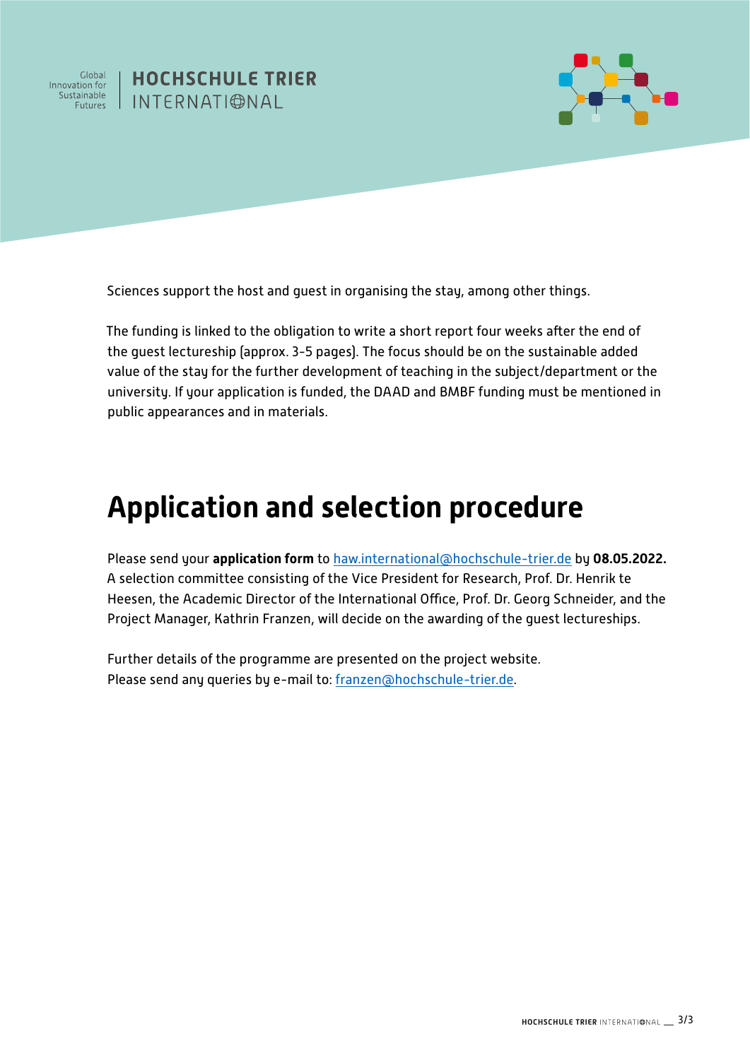Sciences support the host and guest in organising the stay, among other things.

The funding is linked to the obligation to write a short report four weeks after the end of the guest lectureship (approx. 3-5 pages). The focus should be on the sustainable added value of the stay for the further development of teaching in the subject/department or the university. If your application is funded, the DAAD and BMBF funding must be mentioned in public appearances and in materials.

# Application and selection procedure

Please send your **application form** to haw.international@hochschule-trier.de by **08.05.2022.** A selection committee consisting of the Vice President for Research, Prof. Dr. Henrik te Heesen, the Academic Director of the International Office, Prof. Dr. Georg Schneider, and the Project Manager, Kathrin Franzen, will decide on the awarding of the guest lectureships.

Further details of the programme are presented on the project website.
Please send any queries by e-mail to: franzen@hochschule-trier.de.